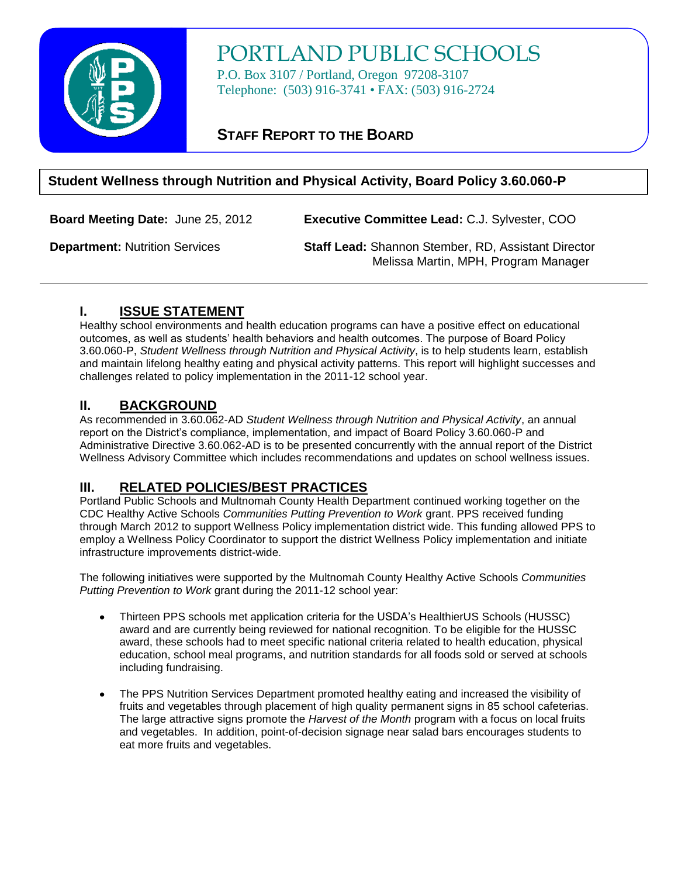# PORTLAND PUBLIC SCHOOLS

P.O. Box 3107 / Portland, Oregon 97208-3107
Telephone: (503) 916-3741 • FAX: (503) 916-2724

## STAFF REPORT TO THE BOARD

**Student Wellness through Nutrition and Physical Activity, Board Policy 3.60.060-P**

**Board Meeting Date:** June 25, 2012

**Executive Committee Lead:** C.J. Sylvester, COO

**Department:** Nutrition Services

**Staff Lead:** Shannon Stember, RD, Assistant Director
Melissa Martin, MPH, Program Manager

## I. ISSUE STATEMENT

Healthy school environments and health education programs can have a positive effect on educational outcomes, as well as students' health behaviors and health outcomes. The purpose of Board Policy 3.60.060-P, *Student Wellness through Nutrition and Physical Activity*, is to help students learn, establish and maintain lifelong healthy eating and physical activity patterns. This report will highlight successes and challenges related to policy implementation in the 2011-12 school year.

## II. BACKGROUND

As recommended in 3.60.062-AD *Student Wellness through Nutrition and Physical Activity*, an annual report on the District's compliance, implementation, and impact of Board Policy 3.60.060-P and Administrative Directive 3.60.062-AD is to be presented concurrently with the annual report of the District Wellness Advisory Committee which includes recommendations and updates on school wellness issues.

## III. RELATED POLICIES/BEST PRACTICES

Portland Public Schools and Multnomah County Health Department continued working together on the CDC Healthy Active Schools *Communities Putting Prevention to Work* grant. PPS received funding through March 2012 to support Wellness Policy implementation district wide. This funding allowed PPS to employ a Wellness Policy Coordinator to support the district Wellness Policy implementation and initiate infrastructure improvements district-wide.

The following initiatives were supported by the Multnomah County Healthy Active Schools *Communities Putting Prevention to Work* grant during the 2011-12 school year:

- Thirteen PPS schools met application criteria for the USDA's HealthierUS Schools (HUSSC) award and are currently being reviewed for national recognition. To be eligible for the HUSSC award, these schools had to meet specific national criteria related to health education, physical education, school meal programs, and nutrition standards for all foods sold or served at schools including fundraising.

- The PPS Nutrition Services Department promoted healthy eating and increased the visibility of fruits and vegetables through placement of high quality permanent signs in 85 school cafeterias. The large attractive signs promote the *Harvest of the Month* program with a focus on local fruits and vegetables. In addition, point-of-decision signage near salad bars encourages students to eat more fruits and vegetables.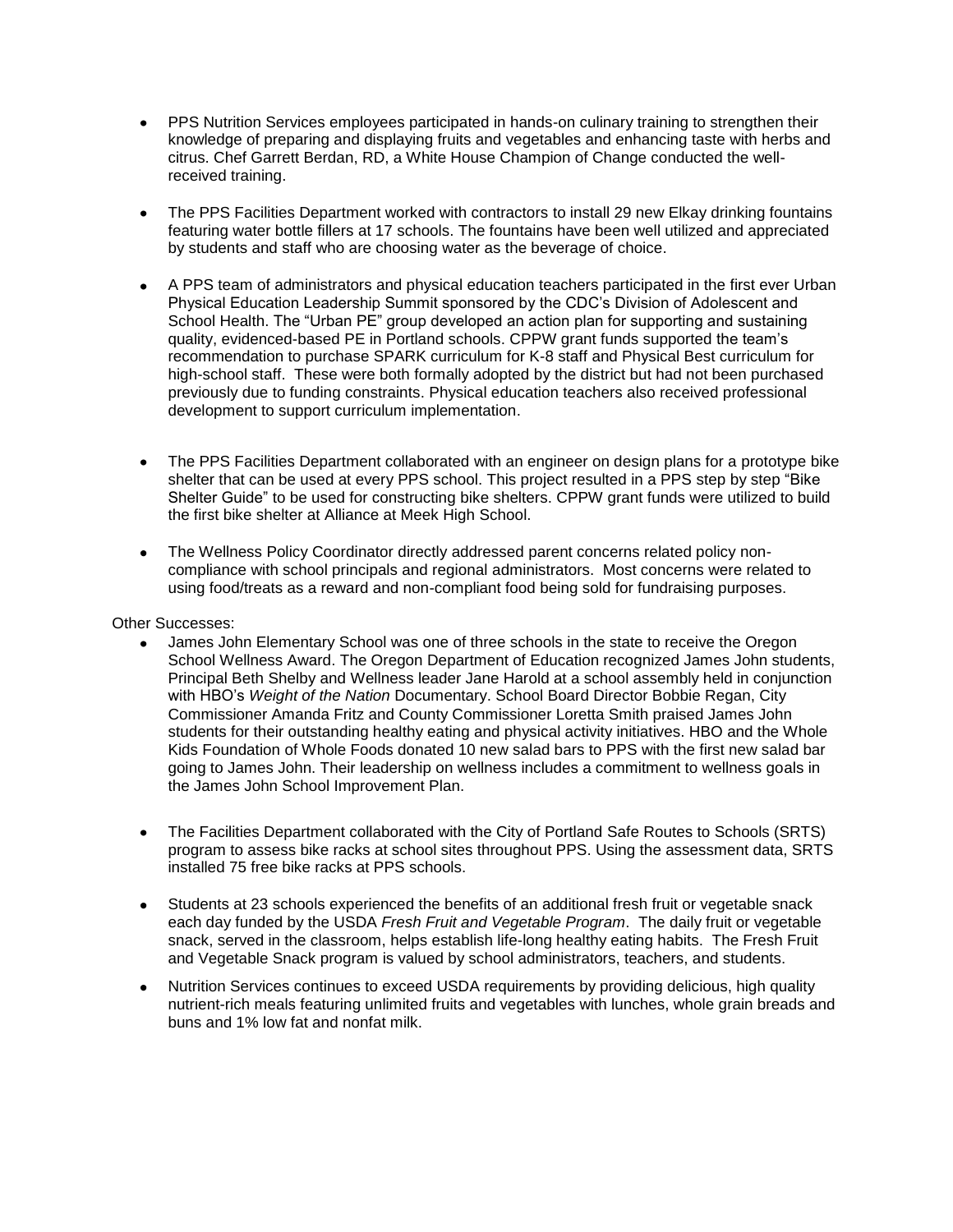- PPS Nutrition Services employees participated in hands-on culinary training to strengthen their knowledge of preparing and displaying fruits and vegetables and enhancing taste with herbs and citrus. Chef Garrett Berdan, RD, a White House Champion of Change conducted the well-received training.

- The PPS Facilities Department worked with contractors to install 29 new Elkay drinking fountains featuring water bottle fillers at 17 schools. The fountains have been well utilized and appreciated by students and staff who are choosing water as the beverage of choice.

- A PPS team of administrators and physical education teachers participated in the first ever Urban Physical Education Leadership Summit sponsored by the CDC's Division of Adolescent and School Health. The "Urban PE" group developed an action plan for supporting and sustaining quality, evidenced-based PE in Portland schools. CPPW grant funds supported the team's recommendation to purchase SPARK curriculum for K-8 staff and Physical Best curriculum for high-school staff. These were both formally adopted by the district but had not been purchased previously due to funding constraints. Physical education teachers also received professional development to support curriculum implementation.

- The PPS Facilities Department collaborated with an engineer on design plans for a prototype bike shelter that can be used at every PPS school. This project resulted in a PPS step by step "Bike Shelter Guide" to be used for constructing bike shelters. CPPW grant funds were utilized to build the first bike shelter at Alliance at Meek High School.

- The Wellness Policy Coordinator directly addressed parent concerns related policy non-compliance with school principals and regional administrators. Most concerns were related to using food/treats as a reward and non-compliant food being sold for fundraising purposes.

Other Successes:

- James John Elementary School was one of three schools in the state to receive the Oregon School Wellness Award. The Oregon Department of Education recognized James John students, Principal Beth Shelby and Wellness leader Jane Harold at a school assembly held in conjunction with HBO's *Weight of the Nation* Documentary. School Board Director Bobbie Regan, City Commissioner Amanda Fritz and County Commissioner Loretta Smith praised James John students for their outstanding healthy eating and physical activity initiatives. HBO and the Whole Kids Foundation of Whole Foods donated 10 new salad bars to PPS with the first new salad bar going to James John. Their leadership on wellness includes a commitment to wellness goals in the James John School Improvement Plan.

- The Facilities Department collaborated with the City of Portland Safe Routes to Schools (SRTS) program to assess bike racks at school sites throughout PPS. Using the assessment data, SRTS installed 75 free bike racks at PPS schools.

- Students at 23 schools experienced the benefits of an additional fresh fruit or vegetable snack each day funded by the USDA *Fresh Fruit and Vegetable Program*. The daily fruit or vegetable snack, served in the classroom, helps establish life-long healthy eating habits. The Fresh Fruit and Vegetable Snack program is valued by school administrators, teachers, and students.

- Nutrition Services continues to exceed USDA requirements by providing delicious, high quality nutrient-rich meals featuring unlimited fruits and vegetables with lunches, whole grain breads and buns and 1% low fat and nonfat milk.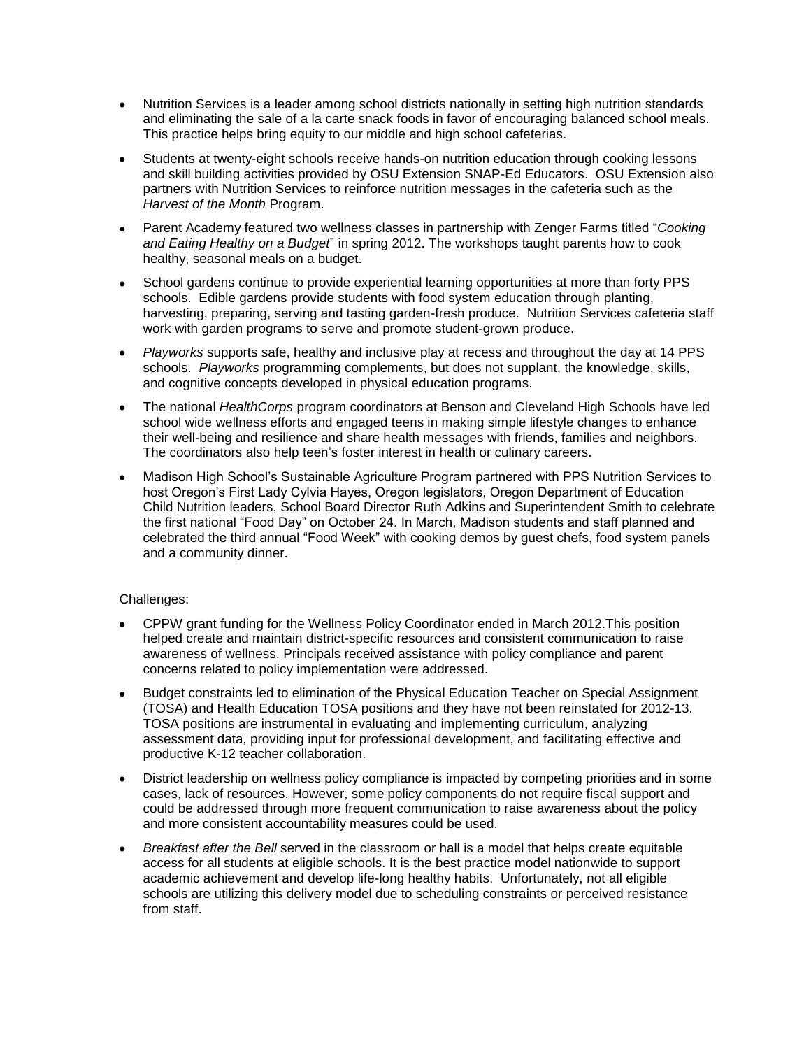- Nutrition Services is a leader among school districts nationally in setting high nutrition standards and eliminating the sale of a la carte snack foods in favor of encouraging balanced school meals. This practice helps bring equity to our middle and high school cafeterias.
- Students at twenty-eight schools receive hands-on nutrition education through cooking lessons and skill building activities provided by OSU Extension SNAP-Ed Educators. OSU Extension also partners with Nutrition Services to reinforce nutrition messages in the cafeteria such as the *Harvest of the Month* Program.
- Parent Academy featured two wellness classes in partnership with Zenger Farms titled "*Cooking and Eating Healthy on a Budget*" in spring 2012. The workshops taught parents how to cook healthy, seasonal meals on a budget.
- School gardens continue to provide experiential learning opportunities at more than forty PPS schools. Edible gardens provide students with food system education through planting, harvesting, preparing, serving and tasting garden-fresh produce. Nutrition Services cafeteria staff work with garden programs to serve and promote student-grown produce.
- *Playworks* supports safe, healthy and inclusive play at recess and throughout the day at 14 PPS schools. *Playworks* programming complements, but does not supplant, the knowledge, skills, and cognitive concepts developed in physical education programs.
- The national *HealthCorps* program coordinators at Benson and Cleveland High Schools have led school wide wellness efforts and engaged teens in making simple lifestyle changes to enhance their well-being and resilience and share health messages with friends, families and neighbors. The coordinators also help teen's foster interest in health or culinary careers.
- Madison High School's Sustainable Agriculture Program partnered with PPS Nutrition Services to host Oregon's First Lady Cylvia Hayes, Oregon legislators, Oregon Department of Education Child Nutrition leaders, School Board Director Ruth Adkins and Superintendent Smith to celebrate the first national "Food Day" on October 24. In March, Madison students and staff planned and celebrated the third annual "Food Week" with cooking demos by guest chefs, food system panels and a community dinner.

Challenges:

- CPPW grant funding for the Wellness Policy Coordinator ended in March 2012.This position helped create and maintain district-specific resources and consistent communication to raise awareness of wellness. Principals received assistance with policy compliance and parent concerns related to policy implementation were addressed.
- Budget constraints led to elimination of the Physical Education Teacher on Special Assignment (TOSA) and Health Education TOSA positions and they have not been reinstated for 2012-13. TOSA positions are instrumental in evaluating and implementing curriculum, analyzing assessment data, providing input for professional development, and facilitating effective and productive K-12 teacher collaboration.
- District leadership on wellness policy compliance is impacted by competing priorities and in some cases, lack of resources. However, some policy components do not require fiscal support and could be addressed through more frequent communication to raise awareness about the policy and more consistent accountability measures could be used.
- *Breakfast after the Bell* served in the classroom or hall is a model that helps create equitable access for all students at eligible schools. It is the best practice model nationwide to support academic achievement and develop life-long healthy habits. Unfortunately, not all eligible schools are utilizing this delivery model due to scheduling constraints or perceived resistance from staff.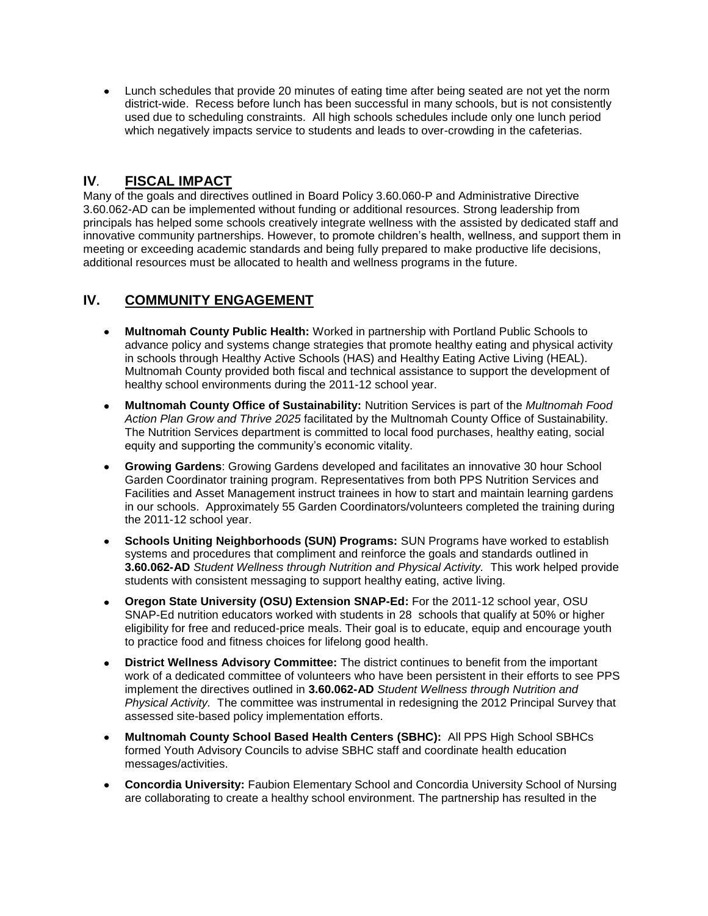- Lunch schedules that provide 20 minutes of eating time after being seated are not yet the norm district-wide. Recess before lunch has been successful in many schools, but is not consistently used due to scheduling constraints. All high schools schedules include only one lunch period which negatively impacts service to students and leads to over-crowding in the cafeterias.

## IV. FISCAL IMPACT

Many of the goals and directives outlined in Board Policy 3.60.060-P and Administrative Directive 3.60.062-AD can be implemented without funding or additional resources. Strong leadership from principals has helped some schools creatively integrate wellness with the assisted by dedicated staff and innovative community partnerships. However, to promote children's health, wellness, and support them in meeting or exceeding academic standards and being fully prepared to make productive life decisions, additional resources must be allocated to health and wellness programs in the future.

## IV. COMMUNITY ENGAGEMENT

- **Multnomah County Public Health:** Worked in partnership with Portland Public Schools to advance policy and systems change strategies that promote healthy eating and physical activity in schools through Healthy Active Schools (HAS) and Healthy Eating Active Living (HEAL). Multnomah County provided both fiscal and technical assistance to support the development of healthy school environments during the 2011-12 school year.
- **Multnomah County Office of Sustainability:** Nutrition Services is part of the *Multnomah Food Action Plan Grow and Thrive 2025* facilitated by the Multnomah County Office of Sustainability. The Nutrition Services department is committed to local food purchases, healthy eating, social equity and supporting the community's economic vitality.
- **Growing Gardens**: Growing Gardens developed and facilitates an innovative 30 hour School Garden Coordinator training program. Representatives from both PPS Nutrition Services and Facilities and Asset Management instruct trainees in how to start and maintain learning gardens in our schools. Approximately 55 Garden Coordinators/volunteers completed the training during the 2011-12 school year.
- **Schools Uniting Neighborhoods (SUN) Programs:** SUN Programs have worked to establish systems and procedures that compliment and reinforce the goals and standards outlined in **3.60.062-AD** *Student Wellness through Nutrition and Physical Activity.* This work helped provide students with consistent messaging to support healthy eating, active living.
- **Oregon State University (OSU) Extension SNAP-Ed:** For the 2011-12 school year, OSU SNAP-Ed nutrition educators worked with students in 28 schools that qualify at 50% or higher eligibility for free and reduced-price meals. Their goal is to educate, equip and encourage youth to practice food and fitness choices for lifelong good health.
- **District Wellness Advisory Committee:** The district continues to benefit from the important work of a dedicated committee of volunteers who have been persistent in their efforts to see PPS implement the directives outlined in **3.60.062-AD** *Student Wellness through Nutrition and Physical Activity.* The committee was instrumental in redesigning the 2012 Principal Survey that assessed site-based policy implementation efforts.
- **Multnomah County School Based Health Centers (SBHC):** All PPS High School SBHCs formed Youth Advisory Councils to advise SBHC staff and coordinate health education messages/activities.
- **Concordia University:** Faubion Elementary School and Concordia University School of Nursing are collaborating to create a healthy school environment. The partnership has resulted in the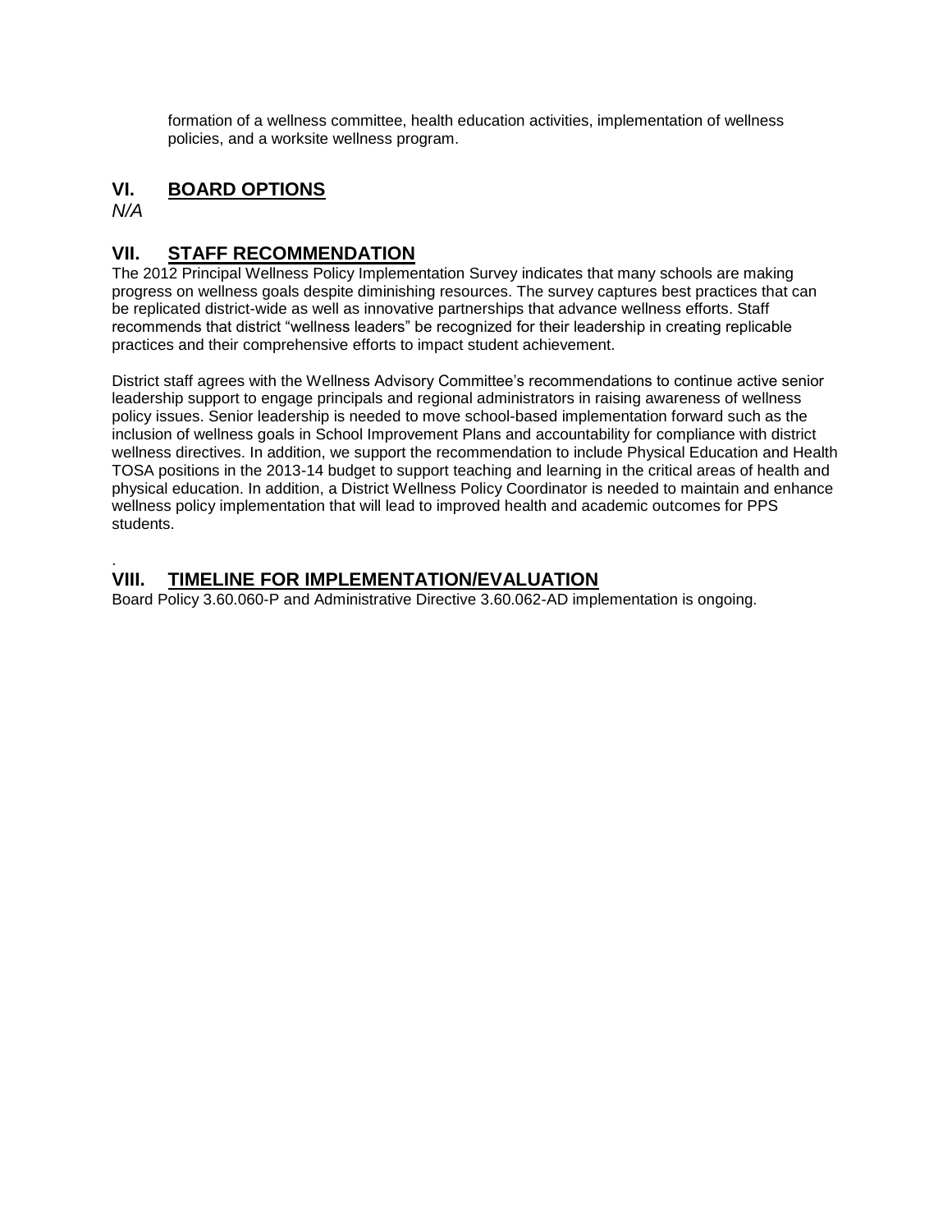formation of a wellness committee, health education activities, implementation of wellness policies, and a worksite wellness program.

## VI. BOARD OPTIONS

*N/A*

## VII. STAFF RECOMMENDATION

The 2012 Principal Wellness Policy Implementation Survey indicates that many schools are making progress on wellness goals despite diminishing resources. The survey captures best practices that can be replicated district-wide as well as innovative partnerships that advance wellness efforts. Staff recommends that district "wellness leaders" be recognized for their leadership in creating replicable practices and their comprehensive efforts to impact student achievement.

District staff agrees with the Wellness Advisory Committee's recommendations to continue active senior leadership support to engage principals and regional administrators in raising awareness of wellness policy issues. Senior leadership is needed to move school-based implementation forward such as the inclusion of wellness goals in School Improvement Plans and accountability for compliance with district wellness directives. In addition, we support the recommendation to include Physical Education and Health TOSA positions in the 2013-14 budget to support teaching and learning in the critical areas of health and physical education. In addition, a District Wellness Policy Coordinator is needed to maintain and enhance wellness policy implementation that will lead to improved health and academic outcomes for PPS students.

.

## VIII. TIMELINE FOR IMPLEMENTATION/EVALUATION

Board Policy 3.60.060-P and Administrative Directive 3.60.062-AD implementation is ongoing.